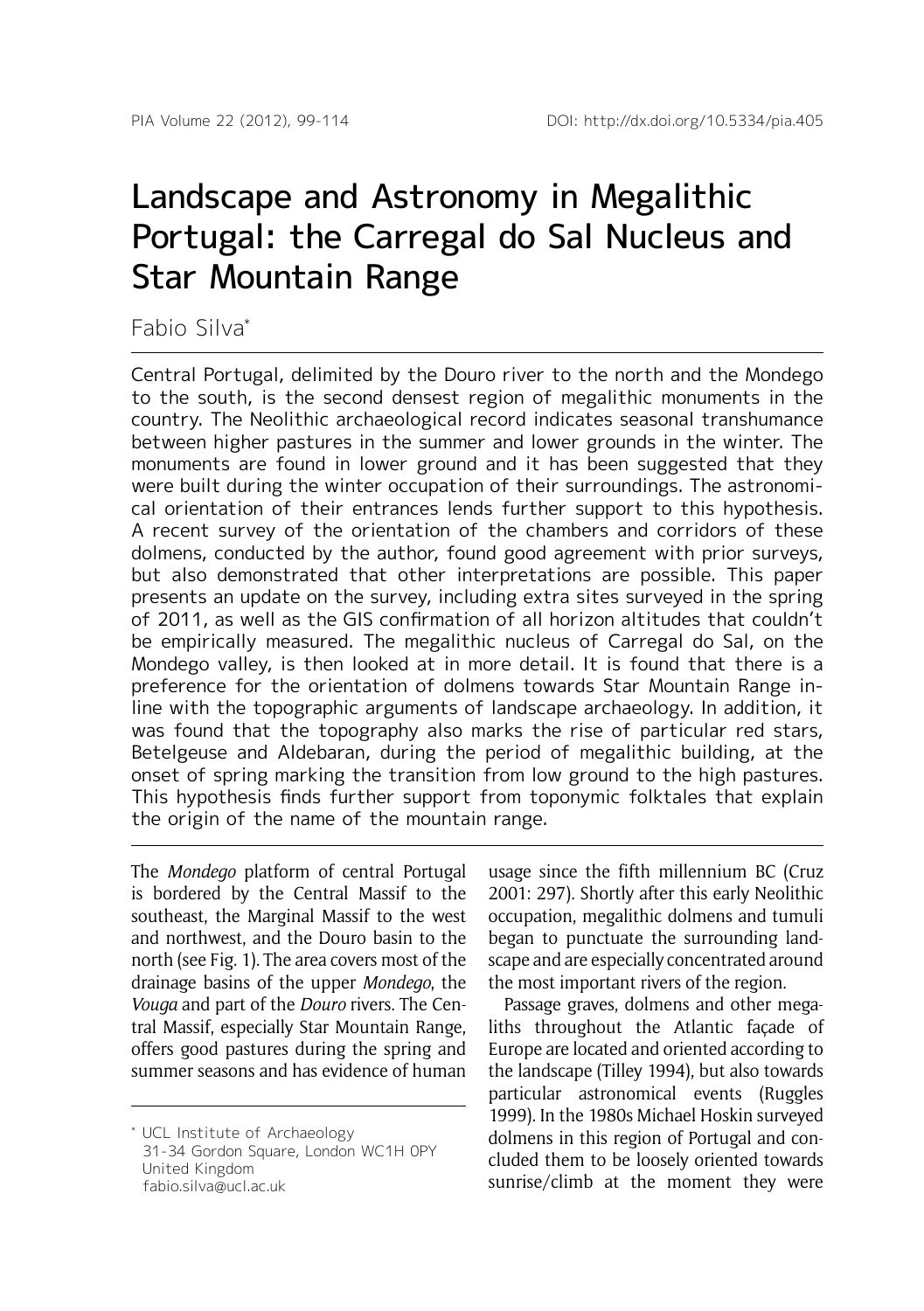# Landscape and Astronomy in Megalithic Portugal: the Carregal do Sal Nucleus and Star Mountain Range

Fabio Silva*

Central Portugal, delimited by the Douro river to the north and the Mondego to the south, is the second densest region of megalithic monuments in the country. The Neolithic archaeological record indicates seasonal transhumance between higher pastures in the summer and lower grounds in the winter. The monuments are found in lower ground and it has been suggested that they were built during the winter occupation of their surroundings. The astronomical orientation of their entrances lends further support to this hypothesis. A recent survey of the orientation of the chambers and corridors of these dolmens, conducted by the author, found good agreement with prior surveys, but also demonstrated that other interpretations are possible. This paper presents an update on the survey, including extra sites surveyed in the spring of 2011, as well as the GIS confirmation of all horizon altitudes that couldn't be empirically measured. The megalithic nucleus of Carregal do Sal, on the Mondego valley, is then looked at in more detail. It is found that there is a preference for the orientation of dolmens towards Star Mountain Range in-line with the topographic arguments of landscape archaeology. In addition, it was found that the topography also marks the rise of particular red stars, Betelgeuse and Aldebaran, during the period of megalithic building, at the onset of spring marking the transition from low ground to the high pastures. This hypothesis finds further support from toponymic folktales that explain the origin of the name of the mountain range.

The *Mondego* platform of central Portugal is bordered by the Central Massif to the southeast, the Marginal Massif to the west and northwest, and the Douro basin to the north (see Fig. 1). The area covers most of the drainage basins of the upper *Mondego*, the *Vouga* and part of the *Douro* rivers. The Central Massif, especially Star Mountain Range, offers good pastures during the spring and summer seasons and has evidence of human usage since the fifth millennium BC (Cruz 2001: 297). Shortly after this early Neolithic occupation, megalithic dolmens and tumuli began to punctuate the surrounding landscape and are especially concentrated around the most important rivers of the region.

Passage graves, dolmens and other megaliths throughout the Atlantic façade of Europe are located and oriented according to the landscape (Tilley 1994), but also towards particular astronomical events (Ruggles 1999). In the 1980s Michael Hoskin surveyed dolmens in this region of Portugal and concluded them to be loosely oriented towards sunrise/climb at the moment they were

\* UCL Institute of Archaeology
31-34 Gordon Square, London WC1H 0PY
United Kingdom
fabio.silva@ucl.ac.uk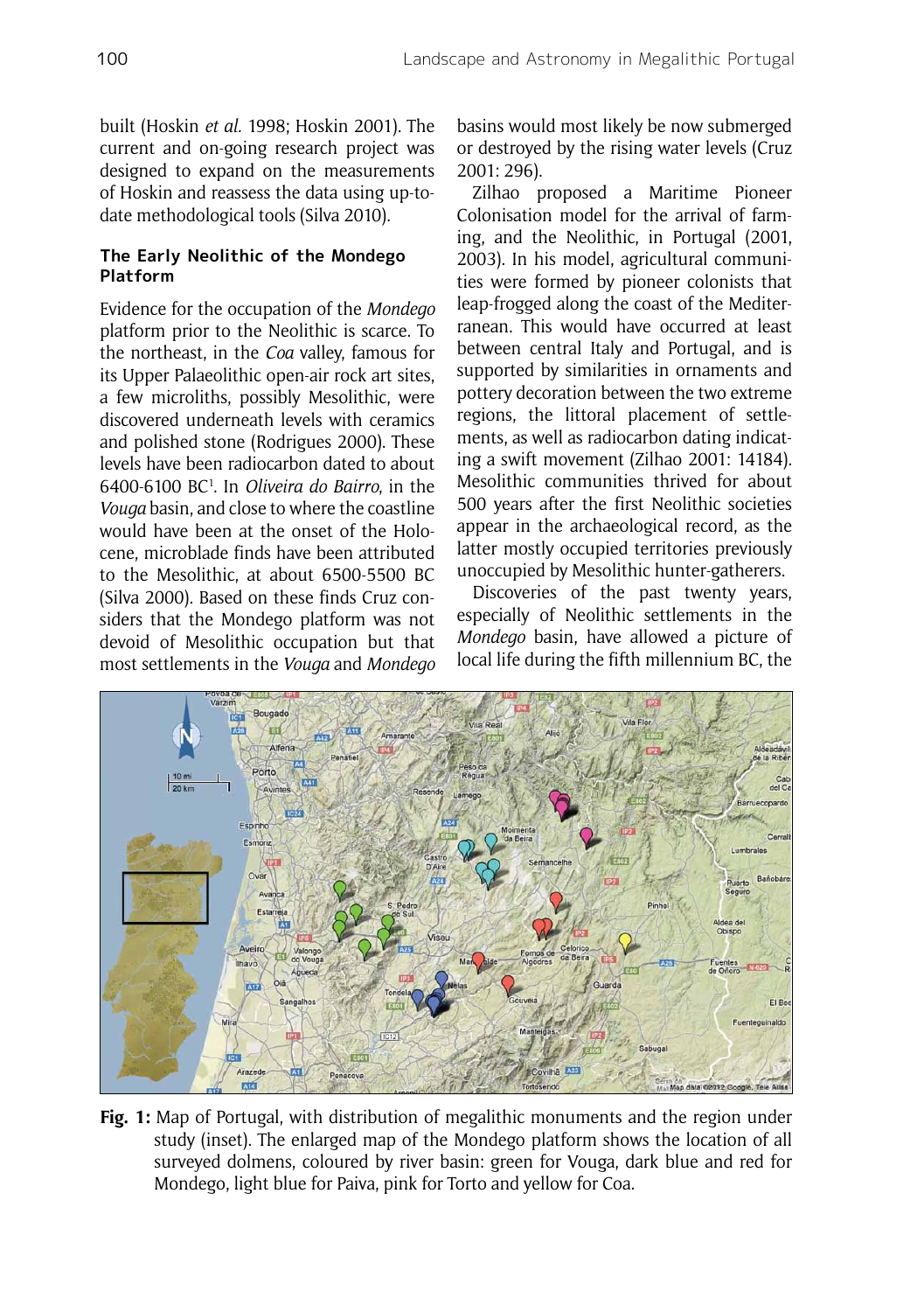built (Hoskin *et al.* 1998; Hoskin 2001). The current and on-going research project was designed to expand on the measurements of Hoskin and reassess the data using up-to-date methodological tools (Silva 2010).

### The Early Neolithic of the Mondego Platform

Evidence for the occupation of the *Mondego* platform prior to the Neolithic is scarce. To the northeast, in the *Coa* valley, famous for its Upper Palaeolithic open-air rock art sites, a few microliths, possibly Mesolithic, were discovered underneath levels with ceramics and polished stone (Rodrigues 2000). These levels have been radiocarbon dated to about 6400-6100 BC[1]. In *Oliveira do Bairro*, in the *Vouga* basin, and close to where the coastline would have been at the onset of the Holocene, microblade finds have been attributed to the Mesolithic, at about 6500-5500 BC (Silva 2000). Based on these finds Cruz considers that the Mondego platform was not devoid of Mesolithic occupation but that most settlements in the *Vouga* and *Mondego* basins would most likely be now submerged or destroyed by the rising water levels (Cruz 2001: 296).

Zilhao proposed a Maritime Pioneer Colonisation model for the arrival of farming, and the Neolithic, in Portugal (2001, 2003). In his model, agricultural communities were formed by pioneer colonists that leap-frogged along the coast of the Mediterranean. This would have occurred at least between central Italy and Portugal, and is supported by similarities in ornaments and pottery decoration between the two extreme regions, the littoral placement of settlements, as well as radiocarbon dating indicating a swift movement (Zilhao 2001: 14184). Mesolithic communities thrived for about 500 years after the first Neolithic societies appear in the archaeological record, as the latter mostly occupied territories previously unoccupied by Mesolithic hunter-gatherers.

Discoveries of the past twenty years, especially of Neolithic settlements in the *Mondego* basin, have allowed a picture of local life during the fifth millennium BC, the

**Fig. 1:** Map of Portugal, with distribution of megalithic monuments and the region under study (inset). The enlarged map of the Mondego platform shows the location of all surveyed dolmens, coloured by river basin: green for Vouga, dark blue and red for Mondego, light blue for Paiva, pink for Torto and yellow for Coa.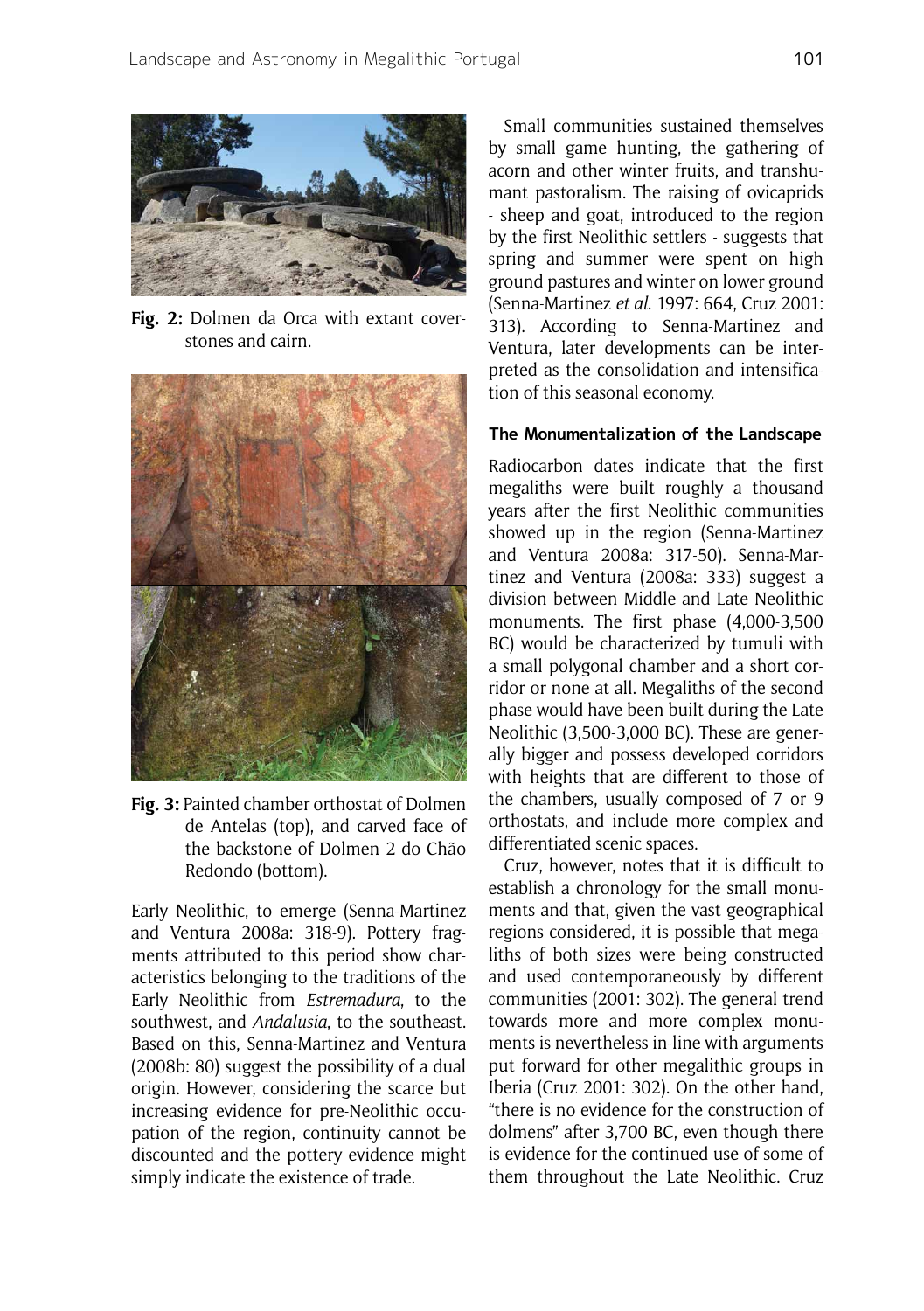**Fig. 2:** Dolmen da Orca with extant coverstones and cairn.

**Fig. 3:** Painted chamber orthostat of Dolmen de Antelas (top), and carved face of the backstone of Dolmen 2 do Chão Redondo (bottom).

Early Neolithic, to emerge (Senna-Martinez and Ventura 2008a: 318-9). Pottery fragments attributed to this period show characteristics belonging to the traditions of the Early Neolithic from *Estremadura*, to the southwest, and *Andalusia*, to the southeast. Based on this, Senna-Martinez and Ventura (2008b: 80) suggest the possibility of a dual origin. However, considering the scarce but increasing evidence for pre-Neolithic occupation of the region, continuity cannot be discounted and the pottery evidence might simply indicate the existence of trade.

Small communities sustained themselves by small game hunting, the gathering of acorn and other winter fruits, and transhumant pastoralism. The raising of ovicaprids - sheep and goat, introduced to the region by the first Neolithic settlers - suggests that spring and summer were spent on high ground pastures and winter on lower ground (Senna-Martinez *et al.* 1997: 664, Cruz 2001: 313). According to Senna-Martinez and Ventura, later developments can be interpreted as the consolidation and intensification of this seasonal economy.

#### The Monumentalization of the Landscape

Radiocarbon dates indicate that the first megaliths were built roughly a thousand years after the first Neolithic communities showed up in the region (Senna-Martinez and Ventura 2008a: 317-50). Senna-Martinez and Ventura (2008a: 333) suggest a division between Middle and Late Neolithic monuments. The first phase (4,000-3,500 BC) would be characterized by tumuli with a small polygonal chamber and a short corridor or none at all. Megaliths of the second phase would have been built during the Late Neolithic (3,500-3,000 BC). These are generally bigger and possess developed corridors with heights that are different to those of the chambers, usually composed of 7 or 9 orthostats, and include more complex and differentiated scenic spaces.

Cruz, however, notes that it is difficult to establish a chronology for the small monuments and that, given the vast geographical regions considered, it is possible that megaliths of both sizes were being constructed and used contemporaneously by different communities (2001: 302). The general trend towards more and more complex monuments is nevertheless in-line with arguments put forward for other megalithic groups in Iberia (Cruz 2001: 302). On the other hand, "there is no evidence for the construction of dolmens" after 3,700 BC, even though there is evidence for the continued use of some of them throughout the Late Neolithic. Cruz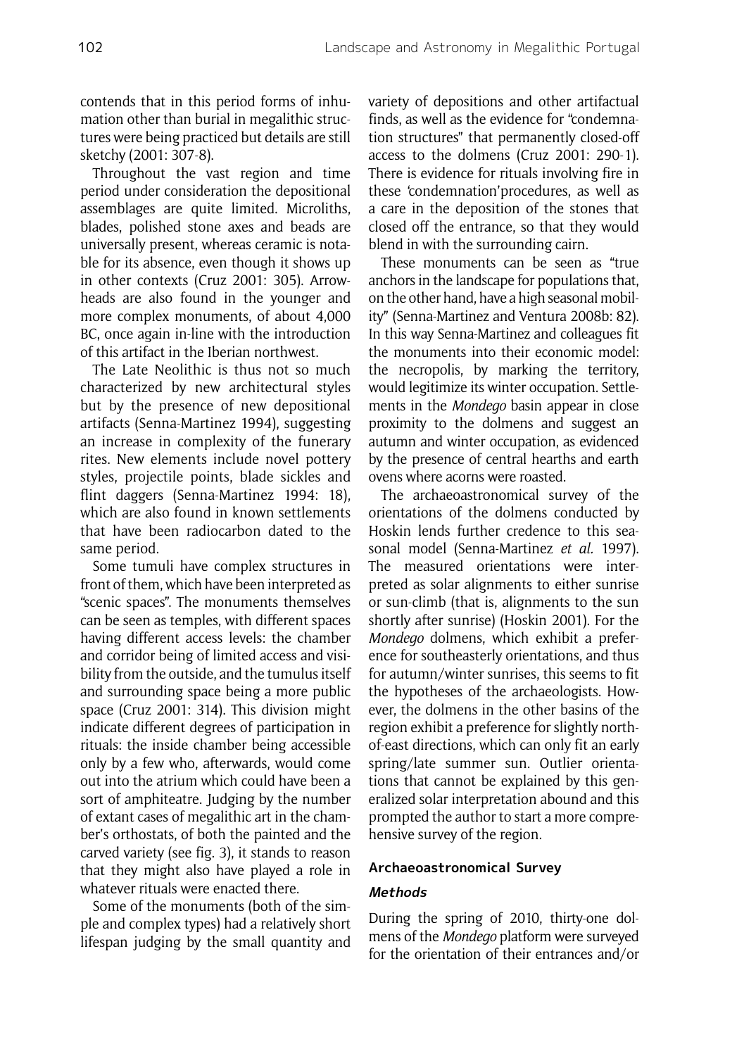contends that in this period forms of inhumation other than burial in megalithic structures were being practiced but details are still sketchy (2001: 307-8).

Throughout the vast region and time period under consideration the depositional assemblages are quite limited. Microliths, blades, polished stone axes and beads are universally present, whereas ceramic is notable for its absence, even though it shows up in other contexts (Cruz 2001: 305). Arrowheads are also found in the younger and more complex monuments, of about 4,000 BC, once again in-line with the introduction of this artifact in the Iberian northwest.

The Late Neolithic is thus not so much characterized by new architectural styles but by the presence of new depositional artifacts (Senna-Martinez 1994), suggesting an increase in complexity of the funerary rites. New elements include novel pottery styles, projectile points, blade sickles and flint daggers (Senna-Martinez 1994: 18), which are also found in known settlements that have been radiocarbon dated to the same period.

Some tumuli have complex structures in front of them, which have been interpreted as "scenic spaces". The monuments themselves can be seen as temples, with different spaces having different access levels: the chamber and corridor being of limited access and visibility from the outside, and the tumulus itself and surrounding space being a more public space (Cruz 2001: 314). This division might indicate different degrees of participation in rituals: the inside chamber being accessible only by a few who, afterwards, would come out into the atrium which could have been a sort of amphiteatre. Judging by the number of extant cases of megalithic art in the chamber's orthostats, of both the painted and the carved variety (see fig. 3), it stands to reason that they might also have played a role in whatever rituals were enacted there.

Some of the monuments (both of the simple and complex types) had a relatively short lifespan judging by the small quantity and variety of depositions and other artifactual finds, as well as the evidence for "condemnation structures" that permanently closed-off access to the dolmens (Cruz 2001: 290-1). There is evidence for rituals involving fire in these 'condemnation'procedures, as well as a care in the deposition of the stones that closed off the entrance, so that they would blend in with the surrounding cairn.

These monuments can be seen as "true anchors in the landscape for populations that, on the other hand, have a high seasonal mobility" (Senna-Martinez and Ventura 2008b: 82). In this way Senna-Martinez and colleagues fit the monuments into their economic model: the necropolis, by marking the territory, would legitimize its winter occupation. Settlements in the *Mondego* basin appear in close proximity to the dolmens and suggest an autumn and winter occupation, as evidenced by the presence of central hearths and earth ovens where acorns were roasted.

The archaeoastronomical survey of the orientations of the dolmens conducted by Hoskin lends further credence to this seasonal model (Senna-Martinez *et al.* 1997). The measured orientations were interpreted as solar alignments to either sunrise or sun-climb (that is, alignments to the sun shortly after sunrise) (Hoskin 2001). For the *Mondego* dolmens, which exhibit a preference for southeasterly orientations, and thus for autumn/winter sunrises, this seems to fit the hypotheses of the archaeologists. However, the dolmens in the other basins of the region exhibit a preference for slightly north-of-east directions, which can only fit an early spring/late summer sun. Outlier orientations that cannot be explained by this generalized solar interpretation abound and this prompted the author to start a more comprehensive survey of the region.

## Archaeoastronomical Survey

### *Methods*

During the spring of 2010, thirty-one dolmens of the *Mondego* platform were surveyed for the orientation of their entrances and/or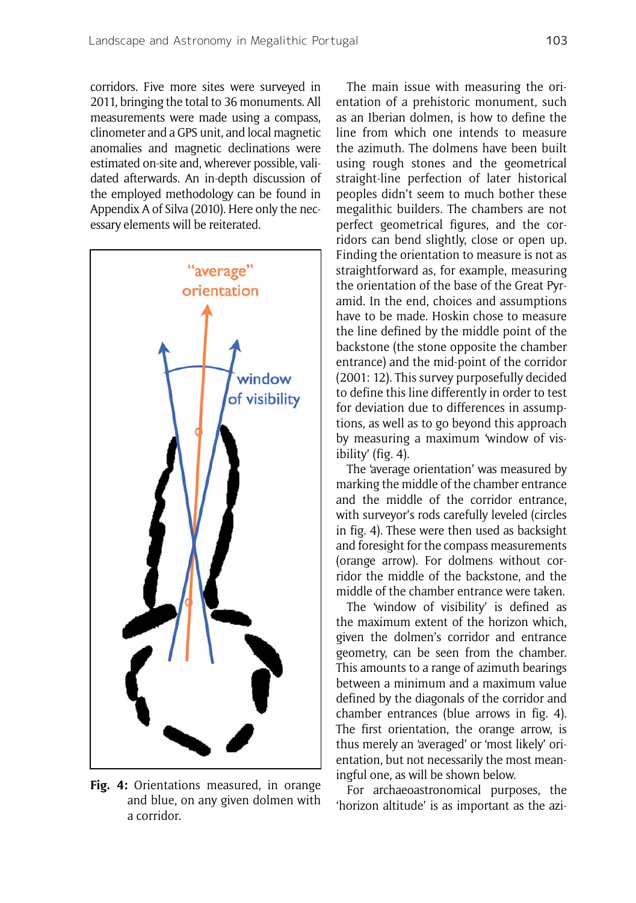corridors. Five more sites were surveyed in 2011, bringing the total to 36 monuments. All measurements were made using a compass, clinometer and a GPS unit, and local magnetic anomalies and magnetic declinations were estimated on-site and, wherever possible, validated afterwards. An in-depth discussion of the employed methodology can be found in Appendix A of Silva (2010). Here only the necessary elements will be reiterated.

**Fig. 4:** Orientations measured, in orange and blue, on any given dolmen with a corridor.

The main issue with measuring the orientation of a prehistoric monument, such as an Iberian dolmen, is how to define the line from which one intends to measure the azimuth. The dolmens have been built using rough stones and the geometrical straight-line perfection of later historical peoples didn't seem to much bother these megalithic builders. The chambers are not perfect geometrical figures, and the corridors can bend slightly, close or open up. Finding the orientation to measure is not as straightforward as, for example, measuring the orientation of the base of the Great Pyramid. In the end, choices and assumptions have to be made. Hoskin chose to measure the line defined by the middle point of the backstone (the stone opposite the chamber entrance) and the mid-point of the corridor (2001: 12). This survey purposefully decided to define this line differently in order to test for deviation due to differences in assumptions, as well as to go beyond this approach by measuring a maximum 'window of visibility' (fig. 4).

The 'average orientation' was measured by marking the middle of the chamber entrance and the middle of the corridor entrance, with surveyor's rods carefully leveled (circles in fig. 4). These were then used as backsight and foresight for the compass measurements (orange arrow). For dolmens without corridor the middle of the backstone, and the middle of the chamber entrance were taken.

The 'window of visibility' is defined as the maximum extent of the horizon which, given the dolmen's corridor and entrance geometry, can be seen from the chamber. This amounts to a range of azimuth bearings between a minimum and a maximum value defined by the diagonals of the corridor and chamber entrances (blue arrows in fig. 4). The first orientation, the orange arrow, is thus merely an 'averaged' or 'most likely' orientation, but not necessarily the most meaningful one, as will be shown below.

For archaeoastronomical purposes, the 'horizon altitude' is as important as the azi-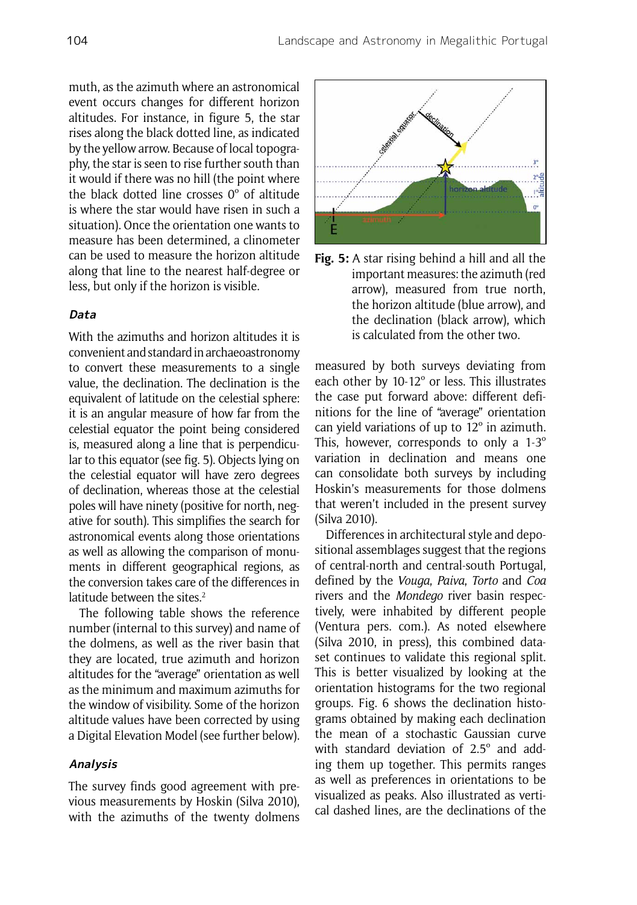muth, as the azimuth where an astronomical event occurs changes for different horizon altitudes. For instance, in figure 5, the star rises along the black dotted line, as indicated by the yellow arrow. Because of local topography, the star is seen to rise further south than it would if there was no hill (the point where the black dotted line crosses 0° of altitude is where the star would have risen in such a situation). Once the orientation one wants to measure has been determined, a clinometer can be used to measure the horizon altitude along that line to the nearest half-degree or less, but only if the horizon is visible.

**Fig. 5:** A star rising behind a hill and all the important measures: the azimuth (red arrow), measured from true north, the horizon altitude (blue arrow), and the declination (black arrow), which is calculated from the other two.

### *Data*

With the azimuths and horizon altitudes it is convenient and standard in archaeoastronomy to convert these measurements to a single value, the declination. The declination is the equivalent of latitude on the celestial sphere: it is an angular measure of how far from the celestial equator the point being considered is, measured along a line that is perpendicular to this equator (see fig. 5). Objects lying on the celestial equator will have zero degrees of declination, whereas those at the celestial poles will have ninety (positive for north, negative for south). This simplifies the search for astronomical events along those orientations as well as allowing the comparison of monuments in different geographical regions, as the conversion takes care of the differences in latitude between the sites.[2]

The following table shows the reference number (internal to this survey) and name of the dolmens, as well as the river basin that they are located, true azimuth and horizon altitudes for the "average" orientation as well as the minimum and maximum azimuths for the window of visibility. Some of the horizon altitude values have been corrected by using a Digital Elevation Model (see further below).

### *Analysis*

The survey finds good agreement with previous measurements by Hoskin (Silva 2010), with the azimuths of the twenty dolmens measured by both surveys deviating from each other by 10-12° or less. This illustrates the case put forward above: different definitions for the line of "average" orientation can yield variations of up to 12° in azimuth. This, however, corresponds to only a 1-3° variation in declination and means one can consolidate both surveys by including Hoskin's measurements for those dolmens that weren't included in the present survey (Silva 2010).

Differences in architectural style and depositional assemblages suggest that the regions of central-north and central-south Portugal, defined by the *Vouga*, *Paiva*, *Torto* and *Coa* rivers and the *Mondego* river basin respectively, were inhabited by different people (Ventura pers. com.). As noted elsewhere (Silva 2010, in press), this combined dataset continues to validate this regional split. This is better visualized by looking at the orientation histograms for the two regional groups. Fig. 6 shows the declination histograms obtained by making each declination the mean of a stochastic Gaussian curve with standard deviation of 2.5° and adding them up together. This permits ranges as well as preferences in orientations to be visualized as peaks. Also illustrated as vertical dashed lines, are the declinations of the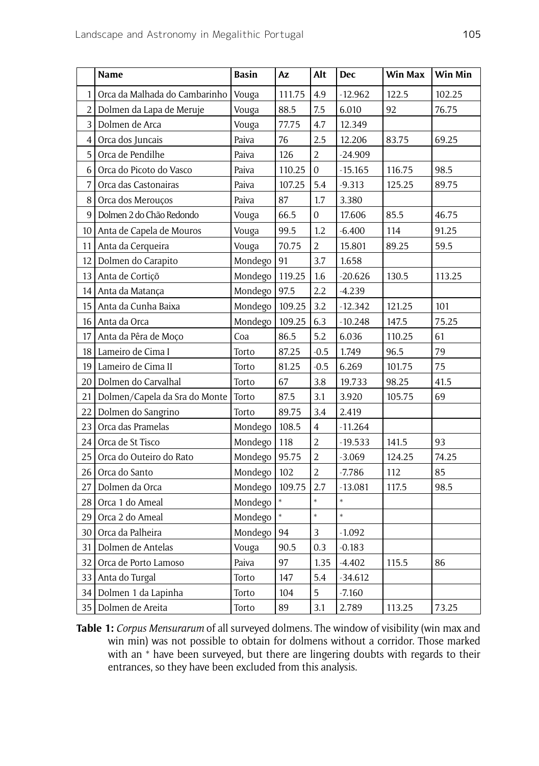| | Name | Basin | Az | Alt | Dec | Win Max | Win Min |
|---|---|---|---|---|---|---|---|
| 1 | Orca da Malhada do Cambarinho | Vouga | 111.75 | 4.9 | -12.962 | 122.5 | 102.25 |
| 2 | Dolmen da Lapa de Meruje | Vouga | 88.5 | 7.5 | 6.010 | 92 | 76.75 |
| 3 | Dolmen de Arca | Vouga | 77.75 | 4.7 | 12.349 | | |
| 4 | Orca dos Juncais | Paiva | 76 | 2.5 | 12.206 | 83.75 | 69.25 |
| 5 | Orca de Pendilhe | Paiva | 126 | 2 | -24.909 | | |
| 6 | Orca do Picoto do Vasco | Paiva | 110.25 | 0 | -15.165 | 116.75 | 98.5 |
| 7 | Orca das Castonairas | Paiva | 107.25 | 5.4 | -9.313 | 125.25 | 89.75 |
| 8 | Orca dos Merouços | Paiva | 87 | 1.7 | 3.380 | | |
| 9 | Dolmen 2 do Chão Redondo | Vouga | 66.5 | 0 | 17.606 | 85.5 | 46.75 |
| 10 | Anta de Capela de Mouros | Vouga | 99.5 | 1.2 | -6.400 | 114 | 91.25 |
| 11 | Anta da Cerqueira | Vouga | 70.75 | 2 | 15.801 | 89.25 | 59.5 |
| 12 | Dolmen do Carapito | Mondego | 91 | 3.7 | 1.658 | | |
| 13 | Anta de Cortiçõ | Mondego | 119.25 | 1.6 | -20.626 | 130.5 | 113.25 |
| 14 | Anta da Matança | Mondego | 97.5 | 2.2 | -4.239 | | |
| 15 | Anta da Cunha Baixa | Mondego | 109.25 | 3.2 | -12.342 | 121.25 | 101 |
| 16 | Anta da Orca | Mondego | 109.25 | 6.3 | -10.248 | 147.5 | 75.25 |
| 17 | Anta da Pêra de Moço | Coa | 86.5 | 5.2 | 6.036 | 110.25 | 61 |
| 18 | Lameiro de Cima I | Torto | 87.25 | -0.5 | 1.749 | 96.5 | 79 |
| 19 | Lameiro de Cima II | Torto | 81.25 | -0.5 | 6.269 | 101.75 | 75 |
| 20 | Dolmen do Carvalhal | Torto | 67 | 3.8 | 19.733 | 98.25 | 41.5 |
| 21 | Dolmen/Capela da Sra do Monte | Torto | 87.5 | 3.1 | 3.920 | 105.75 | 69 |
| 22 | Dolmen do Sangrino | Torto | 89.75 | 3.4 | 2.419 | | |
| 23 | Orca das Pramelas | Mondego | 108.5 | 4 | -11.264 | | |
| 24 | Orca de St Tisco | Mondego | 118 | 2 | -19.533 | 141.5 | 93 |
| 25 | Orca do Outeiro do Rato | Mondego | 95.75 | 2 | -3.069 | 124.25 | 74.25 |
| 26 | Orca do Santo | Mondego | 102 | 2 | -7.786 | 112 | 85 |
| 27 | Dolmen da Orca | Mondego | 109.75 | 2.7 | -13.081 | 117.5 | 98.5 |
| 28 | Orca 1 do Ameal | Mondego | * | * | * | | |
| 29 | Orca 2 do Ameal | Mondego | * | * | * | | |
| 30 | Orca da Palheira | Mondego | 94 | 3 | -1.092 | | |
| 31 | Dolmen de Antelas | Vouga | 90.5 | 0.3 | -0.183 | | |
| 32 | Orca de Porto Lamoso | Paiva | 97 | 1.35 | -4.402 | 115.5 | 86 |
| 33 | Anta do Turgal | Torto | 147 | 5.4 | -34.612 | | |
| 34 | Dolmen 1 da Lapinha | Torto | 104 | 5 | -7.160 | | |
| 35 | Dolmen de Areita | Torto | 89 | 3.1 | 2.789 | 113.25 | 73.25 |

**Table 1:** *Corpus Mensurarum* of all surveyed dolmens. The window of visibility (win max and win min) was not possible to obtain for dolmens without a corridor. Those marked with an * have been surveyed, but there are lingering doubts with regards to their entrances, so they have been excluded from this analysis.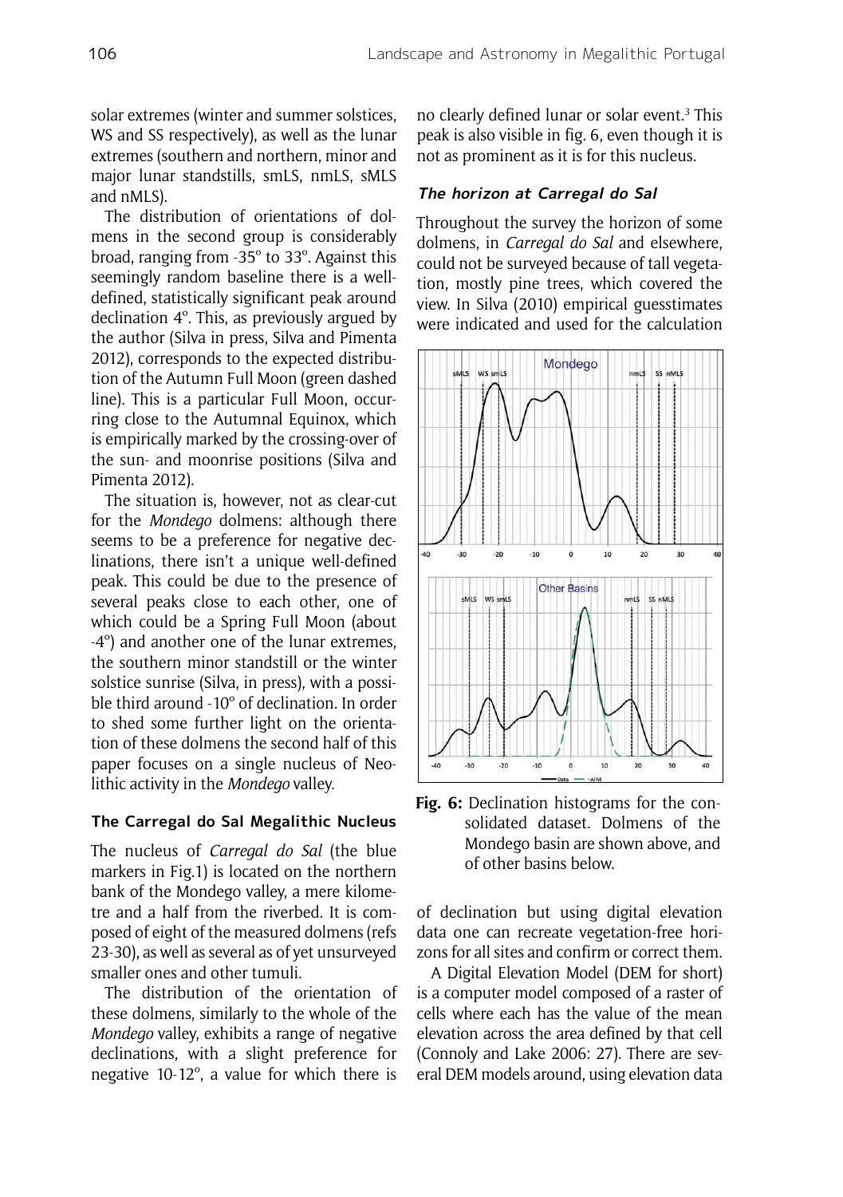solar extremes (winter and summer solstices, WS and SS respectively), as well as the lunar extremes (southern and northern, minor and major lunar standstills, smLS, nmLS, sMLS and nMLS).

The distribution of orientations of dolmens in the second group is considerably broad, ranging from -35° to 33°. Against this seemingly random baseline there is a well-defined, statistically significant peak around declination 4°. This, as previously argued by the author (Silva in press, Silva and Pimenta 2012), corresponds to the expected distribution of the Autumn Full Moon (green dashed line). This is a particular Full Moon, occurring close to the Autumnal Equinox, which is empirically marked by the crossing-over of the sun- and moonrise positions (Silva and Pimenta 2012).

The situation is, however, not as clear-cut for the *Mondego* dolmens: although there seems to be a preference for negative declinations, there isn't a unique well-defined peak. This could be due to the presence of several peaks close to each other, one of which could be a Spring Full Moon (about -4°) and another one of the lunar extremes, the southern minor standstill or the winter solstice sunrise (Silva, in press), with a possible third around -10° of declination. In order to shed some further light on the orientation of these dolmens the second half of this paper focuses on a single nucleus of Neolithic activity in the *Mondego* valley.

## The Carregal do Sal Megalithic Nucleus

The nucleus of *Carregal do Sal* (the blue markers in Fig.1) is located on the northern bank of the Mondego valley, a mere kilometre and a half from the riverbed. It is composed of eight of the measured dolmens (refs 23-30), as well as several as of yet unsurveyed smaller ones and other tumuli.

The distribution of the orientation of these dolmens, similarly to the whole of the *Mondego* valley, exhibits a range of negative declinations, with a slight preference for negative 10-12°, a value for which there is no clearly defined lunar or solar event.[3] This peak is also visible in fig. 6, even though it is not as prominent as it is for this nucleus.

### *The horizon at Carregal do Sal*

Throughout the survey the horizon of some dolmens, in *Carregal do Sal* and elsewhere, could not be surveyed because of tall vegetation, mostly pine trees, which covered the view. In Silva (2010) empirical guesstimates were indicated and used for the calculation of declination but using digital elevation data one can recreate vegetation-free horizons for all sites and confirm or correct them.

**Fig. 6:** Declination histograms for the consolidated dataset. Dolmens of the Mondego basin are shown above, and of other basins below.

A Digital Elevation Model (DEM for short) is a computer model composed of a raster of cells where each has the value of the mean elevation across the area defined by that cell (Connoly and Lake 2006: 27). There are several DEM models around, using elevation data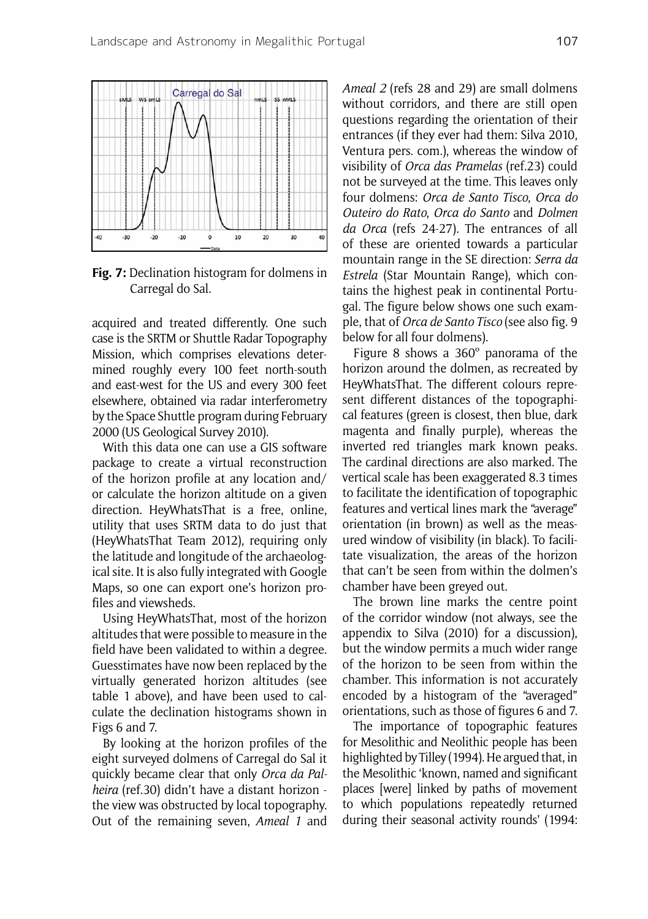**Fig. 7:** Declination histogram for dolmens in Carregal do Sal.

acquired and treated differently. One such case is the SRTM or Shuttle Radar Topography Mission, which comprises elevations determined roughly every 100 feet north-south and east-west for the US and every 300 feet elsewhere, obtained via radar interferometry by the Space Shuttle program during February 2000 (US Geological Survey 2010).

With this data one can use a GIS software package to create a virtual reconstruction of the horizon profile at any location and/or calculate the horizon altitude on a given direction. HeyWhatsThat is a free, online, utility that uses SRTM data to do just that (HeyWhatsThat Team 2012), requiring only the latitude and longitude of the archaeological site. It is also fully integrated with Google Maps, so one can export one's horizon profiles and viewsheds.

Using HeyWhatsThat, most of the horizon altitudes that were possible to measure in the field have been validated to within a degree. Guesstimates have now been replaced by the virtually generated horizon altitudes (see table 1 above), and have been used to calculate the declination histograms shown in Figs 6 and 7.

By looking at the horizon profiles of the eight surveyed dolmens of Carregal do Sal it quickly became clear that only *Orca da Palheira* (ref.30) didn't have a distant horizon - the view was obstructed by local topography. Out of the remaining seven, *Ameal 1* and *Ameal 2* (refs 28 and 29) are small dolmens without corridors, and there are still open questions regarding the orientation of their entrances (if they ever had them: Silva 2010, Ventura pers. com.), whereas the window of visibility of *Orca das Pramelas* (ref.23) could not be surveyed at the time. This leaves only four dolmens: *Orca de Santo Tisco*, *Orca do Outeiro do Rato*, *Orca do Santo* and *Dolmen da Orca* (refs 24-27). The entrances of all of these are oriented towards a particular mountain range in the SE direction: *Serra da Estrela* (Star Mountain Range), which contains the highest peak in continental Portugal. The figure below shows one such example, that of *Orca de Santo Tisco* (see also fig. 9 below for all four dolmens).

Figure 8 shows a 360º panorama of the horizon around the dolmen, as recreated by HeyWhatsThat. The different colours represent different distances of the topographical features (green is closest, then blue, dark magenta and finally purple), whereas the inverted red triangles mark known peaks. The cardinal directions are also marked. The vertical scale has been exaggerated 8.3 times to facilitate the identification of topographic features and vertical lines mark the "average" orientation (in brown) as well as the measured window of visibility (in black). To facilitate visualization, the areas of the horizon that can't be seen from within the dolmen's chamber have been greyed out.

The brown line marks the centre point of the corridor window (not always, see the appendix to Silva (2010) for a discussion), but the window permits a much wider range of the horizon to be seen from within the chamber. This information is not accurately encoded by a histogram of the "averaged" orientations, such as those of figures 6 and 7.

The importance of topographic features for Mesolithic and Neolithic people has been highlighted by Tilley (1994). He argued that, in the Mesolithic 'known, named and significant places [were] linked by paths of movement to which populations repeatedly returned during their seasonal activity rounds' (1994: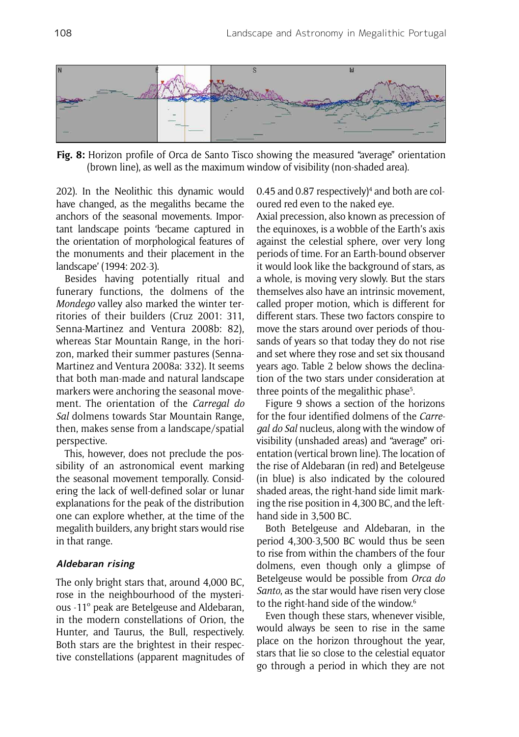**Fig. 8:** Horizon profile of Orca de Santo Tisco showing the measured "average" orientation (brown line), as well as the maximum window of visibility (non-shaded area).

202). In the Neolithic this dynamic would have changed, as the megaliths became the anchors of the seasonal movements. Important landscape points 'became captured in the orientation of morphological features of the monuments and their placement in the landscape' (1994: 202-3).

Besides having potentially ritual and funerary functions, the dolmens of the *Mondego* valley also marked the winter territories of their builders (Cruz 2001: 311, Senna-Martinez and Ventura 2008b: 82), whereas Star Mountain Range, in the horizon, marked their summer pastures (Senna-Martinez and Ventura 2008a: 332). It seems that both man-made and natural landscape markers were anchoring the seasonal movement. The orientation of the *Carregal do Sal* dolmens towards Star Mountain Range, then, makes sense from a landscape/spatial perspective.

This, however, does not preclude the possibility of an astronomical event marking the seasonal movement temporally. Considering the lack of well-defined solar or lunar explanations for the peak of the distribution one can explore whether, at the time of the megalith builders, any bright stars would rise in that range.

### *Aldebaran rising*

The only bright stars that, around 4,000 BC, rose in the neighbourhood of the mysterious -11° peak are Betelgeuse and Aldebaran, in the modern constellations of Orion, the Hunter, and Taurus, the Bull, respectively. Both stars are the brightest in their respective constellations (apparent magnitudes of 0.45 and 0.87 respectively)[4] and both are coloured red even to the naked eye.

Axial precession, also known as precession of the equinoxes, is a wobble of the Earth's axis against the celestial sphere, over very long periods of time. For an Earth-bound observer it would look like the background of stars, as a whole, is moving very slowly. But the stars themselves also have an intrinsic movement, called proper motion, which is different for different stars. These two factors conspire to move the stars around over periods of thousands of years so that today they do not rise and set where they rose and set six thousand years ago. Table 2 below shows the declination of the two stars under consideration at three points of the megalithic phase[5].

Figure 9 shows a section of the horizons for the four identified dolmens of the *Carregal do Sal* nucleus, along with the window of visibility (unshaded areas) and "average" orientation (vertical brown line). The location of the rise of Aldebaran (in red) and Betelgeuse (in blue) is also indicated by the coloured shaded areas, the right-hand side limit marking the rise position in 4,300 BC, and the left-hand side in 3,500 BC.

Both Betelgeuse and Aldebaran, in the period 4,300-3,500 BC would thus be seen to rise from within the chambers of the four dolmens, even though only a glimpse of Betelgeuse would be possible from *Orca do Santo*, as the star would have risen very close to the right-hand side of the window.[6]

Even though these stars, whenever visible, would always be seen to rise in the same place on the horizon throughout the year, stars that lie so close to the celestial equator go through a period in which they are not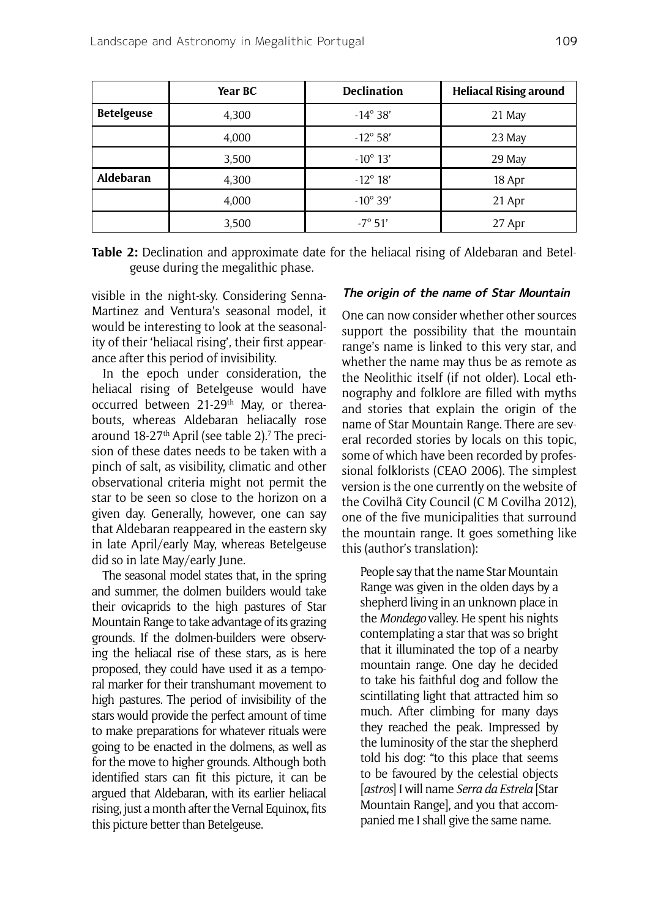|  | Year BC | Declination | Heliacal Rising around |
|---|---|---|---|
| **Betelgeuse** | 4,300 | -14° 38′ | 21 May |
|  | 4,000 | -12° 58′ | 23 May |
|  | 3,500 | -10° 13′ | 29 May |
| **Aldebaran** | 4,300 | -12° 18′ | 18 Apr |
|  | 4,000 | -10° 39′ | 21 Apr |
|  | 3,500 | -7° 51′ | 27 Apr |

**Table 2:** Declination and approximate date for the heliacal rising of Aldebaran and Betelgeuse during the megalithic phase.

visible in the night-sky. Considering Senna-Martinez and Ventura's seasonal model, it would be interesting to look at the seasonality of their 'heliacal rising', their first appearance after this period of invisibility.

In the epoch under consideration, the heliacal rising of Betelgeuse would have occurred between 21-29th May, or thereabouts, whereas Aldebaran heliacally rose around 18-27th April (see table 2).[7] The precision of these dates needs to be taken with a pinch of salt, as visibility, climatic and other observational criteria might not permit the star to be seen so close to the horizon on a given day. Generally, however, one can say that Aldebaran reappeared in the eastern sky in late April/early May, whereas Betelgeuse did so in late May/early June.

The seasonal model states that, in the spring and summer, the dolmen builders would take their ovicaprids to the high pastures of Star Mountain Range to take advantage of its grazing grounds. If the dolmen-builders were observing the heliacal rise of these stars, as is here proposed, they could have used it as a temporal marker for their transhumant movement to high pastures. The period of invisibility of the stars would provide the perfect amount of time to make preparations for whatever rituals were going to be enacted in the dolmens, as well as for the move to higher grounds. Although both identified stars can fit this picture, it can be argued that Aldebaran, with its earlier heliacal rising, just a month after the Vernal Equinox, fits this picture better than Betelgeuse.

### The origin of the name of Star Mountain

One can now consider whether other sources support the possibility that the mountain range's name is linked to this very star, and whether the name may thus be as remote as the Neolithic itself (if not older). Local ethnography and folklore are filled with myths and stories that explain the origin of the name of Star Mountain Range. There are several recorded stories by locals on this topic, some of which have been recorded by professional folklorists (CEAO 2006). The simplest version is the one currently on the website of the Covilhã City Council (C M Covilha 2012), one of the five municipalities that surround the mountain range. It goes something like this (author's translation):

> People say that the name Star Mountain Range was given in the olden days by a shepherd living in an unknown place in the *Mondego* valley. He spent his nights contemplating a star that was so bright that it illuminated the top of a nearby mountain range. One day he decided to take his faithful dog and follow the scintillating light that attracted him so much. After climbing for many days they reached the peak. Impressed by the luminosity of the star the shepherd told his dog: "to this place that seems to be favoured by the celestial objects [*astros*] I will name *Serra da Estrela* [Star Mountain Range], and you that accompanied me I shall give the same name.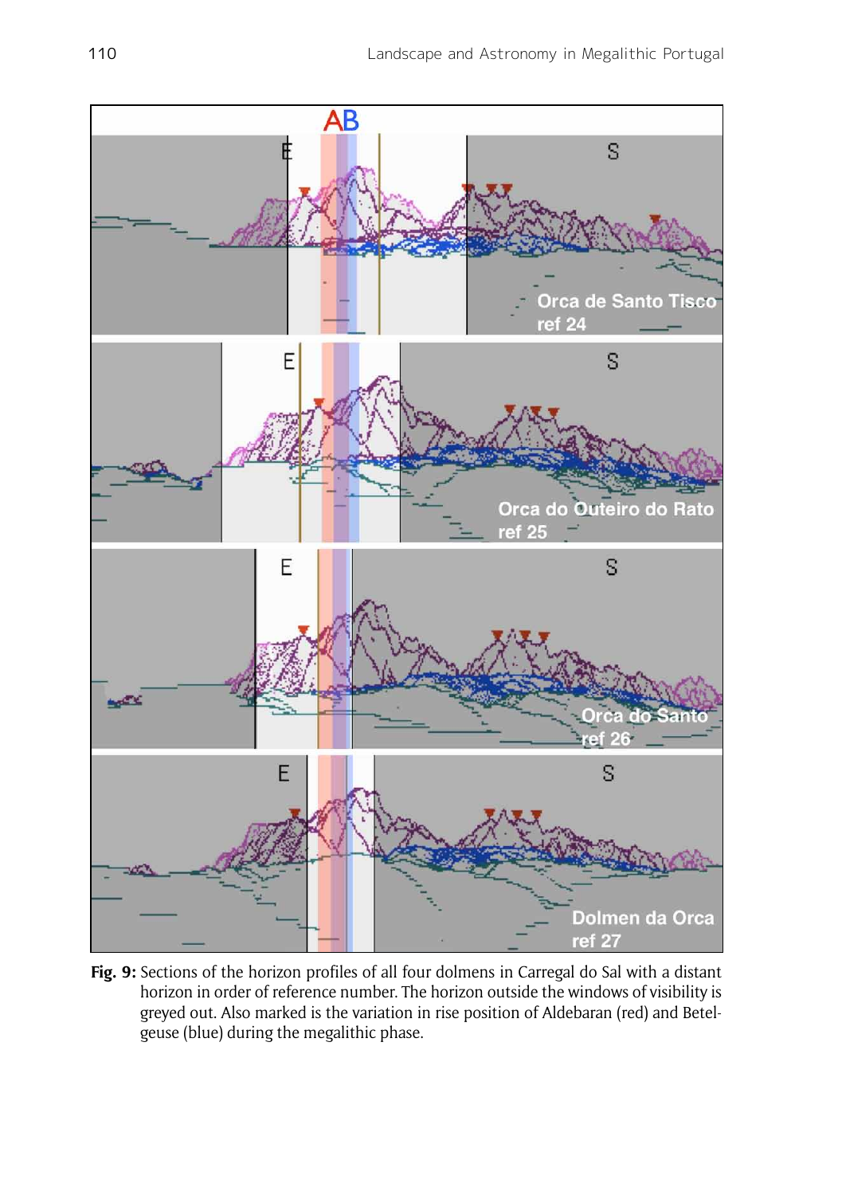**Fig. 9:** Sections of the horizon profiles of all four dolmens in Carregal do Sal with a distant horizon in order of reference number. The horizon outside the windows of visibility is greyed out. Also marked is the variation in rise position of Aldebaran (red) and Betelgeuse (blue) during the megalithic phase.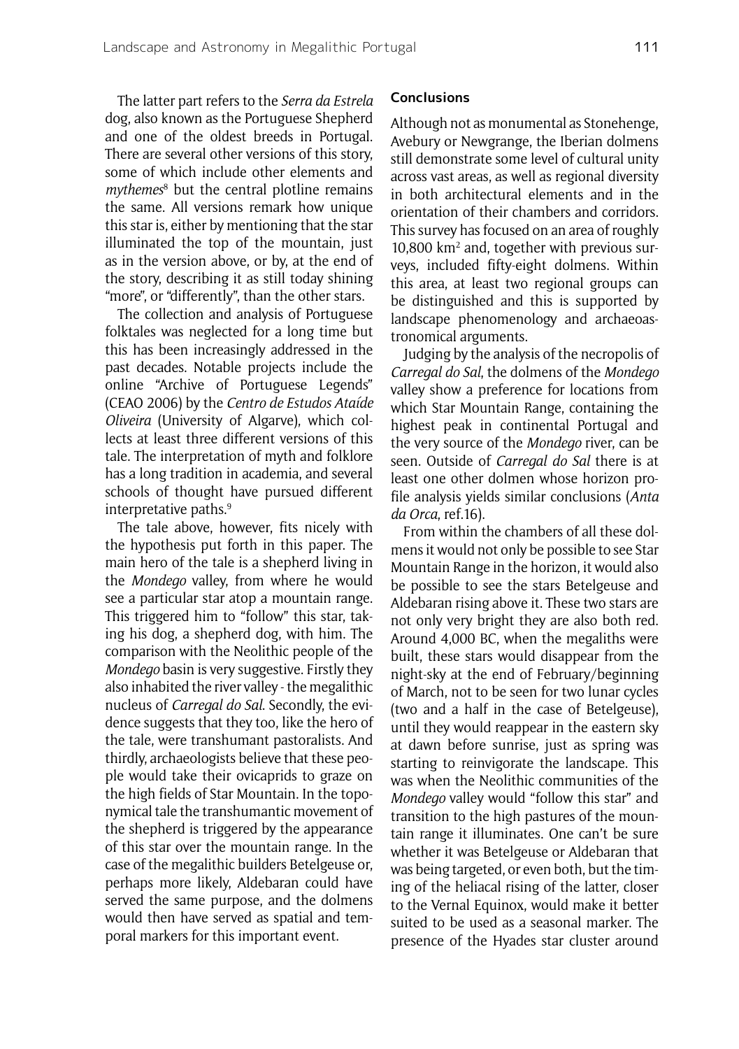The latter part refers to the *Serra da Estrela* dog, also known as the Portuguese Shepherd and one of the oldest breeds in Portugal. There are several other versions of this story, some of which include other elements and *mythemes*[8] but the central plotline remains the same. All versions remark how unique this star is, either by mentioning that the star illuminated the top of the mountain, just as in the version above, or by, at the end of the story, describing it as still today shining "more", or "differently", than the other stars.

The collection and analysis of Portuguese folktales was neglected for a long time but this has been increasingly addressed in the past decades. Notable projects include the online "Archive of Portuguese Legends" (CEAO 2006) by the *Centro de Estudos Ataíde Oliveira* (University of Algarve), which collects at least three different versions of this tale. The interpretation of myth and folklore has a long tradition in academia, and several schools of thought have pursued different interpretative paths.[9]

The tale above, however, fits nicely with the hypothesis put forth in this paper. The main hero of the tale is a shepherd living in the *Mondego* valley, from where he would see a particular star atop a mountain range. This triggered him to "follow" this star, taking his dog, a shepherd dog, with him. The comparison with the Neolithic people of the *Mondego* basin is very suggestive. Firstly they also inhabited the river valley - the megalithic nucleus of *Carregal do Sal*. Secondly, the evidence suggests that they too, like the hero of the tale, were transhumant pastoralists. And thirdly, archaeologists believe that these people would take their ovicaprids to graze on the high fields of Star Mountain. In the toponymical tale the transhumantic movement of the shepherd is triggered by the appearance of this star over the mountain range. In the case of the megalithic builders Betelgeuse or, perhaps more likely, Aldebaran could have served the same purpose, and the dolmens would then have served as spatial and temporal markers for this important event.

## Conclusions

Although not as monumental as Stonehenge, Avebury or Newgrange, the Iberian dolmens still demonstrate some level of cultural unity across vast areas, as well as regional diversity in both architectural elements and in the orientation of their chambers and corridors. This survey has focused on an area of roughly 10,800 km$^2$ and, together with previous surveys, included fifty-eight dolmens. Within this area, at least two regional groups can be distinguished and this is supported by landscape phenomenology and archaeoastronomical arguments.

Judging by the analysis of the necropolis of *Carregal do Sal*, the dolmens of the *Mondego* valley show a preference for locations from which Star Mountain Range, containing the highest peak in continental Portugal and the very source of the *Mondego* river, can be seen. Outside of *Carregal do Sal* there is at least one other dolmen whose horizon profile analysis yields similar conclusions (*Anta da Orca*, ref.16).

From within the chambers of all these dolmens it would not only be possible to see Star Mountain Range in the horizon, it would also be possible to see the stars Betelgeuse and Aldebaran rising above it. These two stars are not only very bright they are also both red. Around 4,000 BC, when the megaliths were built, these stars would disappear from the night-sky at the end of February/beginning of March, not to be seen for two lunar cycles (two and a half in the case of Betelgeuse), until they would reappear in the eastern sky at dawn before sunrise, just as spring was starting to reinvigorate the landscape. This was when the Neolithic communities of the *Mondego* valley would "follow this star" and transition to the high pastures of the mountain range it illuminates. One can't be sure whether it was Betelgeuse or Aldebaran that was being targeted, or even both, but the timing of the heliacal rising of the latter, closer to the Vernal Equinox, would make it better suited to be used as a seasonal marker. The presence of the Hyades star cluster around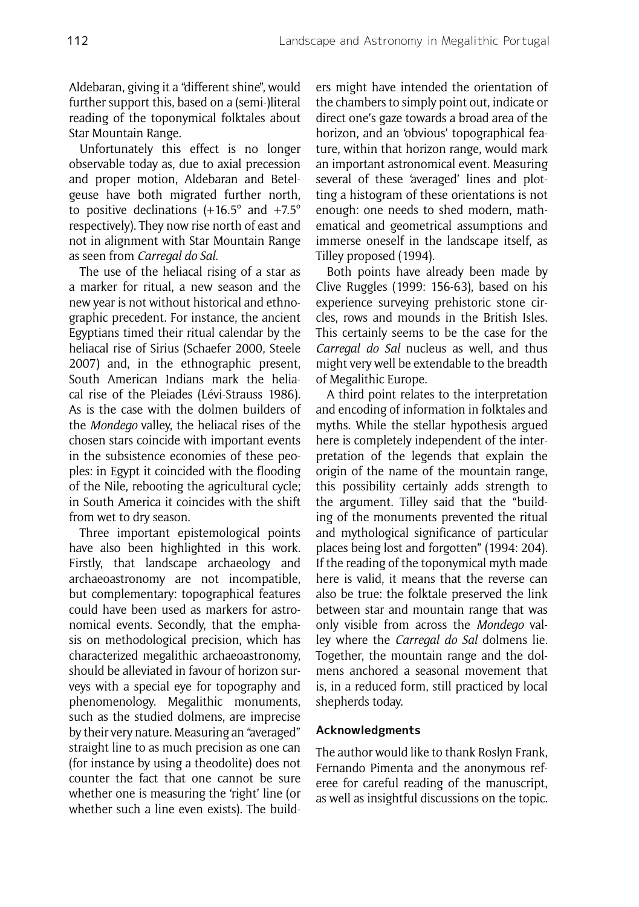Aldebaran, giving it a "different shine", would further support this, based on a (semi-)literal reading of the toponymical folktales about Star Mountain Range.

Unfortunately this effect is no longer observable today as, due to axial precession and proper motion, Aldebaran and Betelgeuse have both migrated further north, to positive declinations (+16.5° and +7.5° respectively). They now rise north of east and not in alignment with Star Mountain Range as seen from *Carregal do Sal*.

The use of the heliacal rising of a star as a marker for ritual, a new season and the new year is not without historical and ethnographic precedent. For instance, the ancient Egyptians timed their ritual calendar by the heliacal rise of Sirius (Schaefer 2000, Steele 2007) and, in the ethnographic present, South American Indians mark the heliacal rise of the Pleiades (Lévi-Strauss 1986). As is the case with the dolmen builders of the *Mondego* valley, the heliacal rises of the chosen stars coincide with important events in the subsistence economies of these peoples: in Egypt it coincided with the flooding of the Nile, rebooting the agricultural cycle; in South America it coincides with the shift from wet to dry season.

Three important epistemological points have also been highlighted in this work. Firstly, that landscape archaeology and archaeoastronomy are not incompatible, but complementary: topographical features could have been used as markers for astronomical events. Secondly, that the emphasis on methodological precision, which has characterized megalithic archaeoastronomy, should be alleviated in favour of horizon surveys with a special eye for topography and phenomenology. Megalithic monuments, such as the studied dolmens, are imprecise by their very nature. Measuring an "averaged" straight line to as much precision as one can (for instance by using a theodolite) does not counter the fact that one cannot be sure whether one is measuring the 'right' line (or whether such a line even exists). The builders might have intended the orientation of the chambers to simply point out, indicate or direct one's gaze towards a broad area of the horizon, and an 'obvious' topographical feature, within that horizon range, would mark an important astronomical event. Measuring several of these 'averaged' lines and plotting a histogram of these orientations is not enough: one needs to shed modern, mathematical and geometrical assumptions and immerse oneself in the landscape itself, as Tilley proposed (1994).

Both points have already been made by Clive Ruggles (1999: 156-63), based on his experience surveying prehistoric stone circles, rows and mounds in the British Isles. This certainly seems to be the case for the *Carregal do Sal* nucleus as well, and thus might very well be extendable to the breadth of Megalithic Europe.

A third point relates to the interpretation and encoding of information in folktales and myths. While the stellar hypothesis argued here is completely independent of the interpretation of the legends that explain the origin of the name of the mountain range, this possibility certainly adds strength to the argument. Tilley said that the "building of the monuments prevented the ritual and mythological significance of particular places being lost and forgotten" (1994: 204). If the reading of the toponymical myth made here is valid, it means that the reverse can also be true: the folktale preserved the link between star and mountain range that was only visible from across the *Mondego* valley where the *Carregal do Sal* dolmens lie. Together, the mountain range and the dolmens anchored a seasonal movement that is, in a reduced form, still practiced by local shepherds today.

### Acknowledgments

The author would like to thank Roslyn Frank, Fernando Pimenta and the anonymous referee for careful reading of the manuscript, as well as insightful discussions on the topic.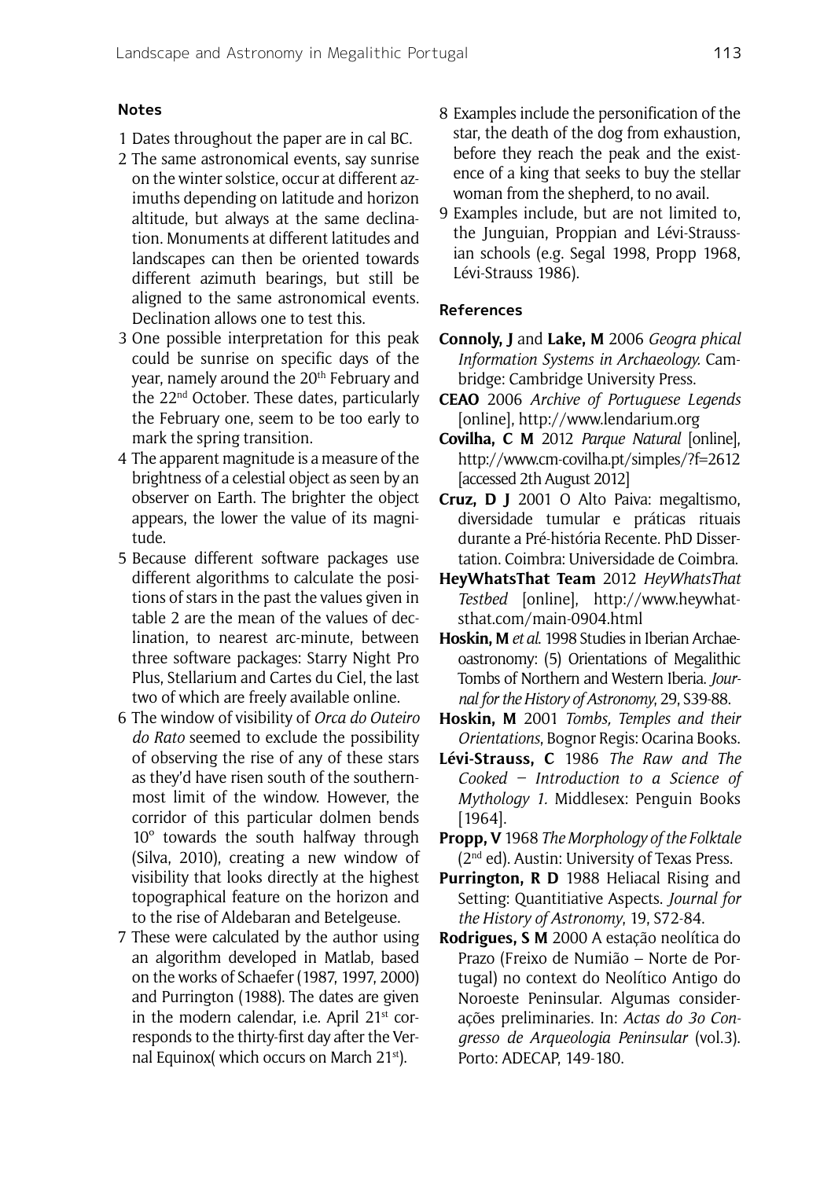## Notes

1 Dates throughout the paper are in cal BC.

2 The same astronomical events, say sunrise on the winter solstice, occur at different azimuths depending on latitude and horizon altitude, but always at the same declination. Monuments at different latitudes and landscapes can then be oriented towards different azimuth bearings, but still be aligned to the same astronomical events. Declination allows one to test this.

3 One possible interpretation for this peak could be sunrise on specific days of the year, namely around the 20th February and the 22nd October. These dates, particularly the February one, seem to be too early to mark the spring transition.

4 The apparent magnitude is a measure of the brightness of a celestial object as seen by an observer on Earth. The brighter the object appears, the lower the value of its magnitude.

5 Because different software packages use different algorithms to calculate the positions of stars in the past the values given in table 2 are the mean of the values of declination, to nearest arc-minute, between three software packages: Starry Night Pro Plus, Stellarium and Cartes du Ciel, the last two of which are freely available online.

6 The window of visibility of *Orca do Outeiro do Rato* seemed to exclude the possibility of observing the rise of any of these stars as they'd have risen south of the southernmost limit of the window. However, the corridor of this particular dolmen bends 10º towards the south halfway through (Silva, 2010), creating a new window of visibility that looks directly at the highest topographical feature on the horizon and to the rise of Aldebaran and Betelgeuse.

7 These were calculated by the author using an algorithm developed in Matlab, based on the works of Schaefer (1987, 1997, 2000) and Purrington (1988). The dates are given in the modern calendar, i.e. April 21st corresponds to the thirty-first day after the Vernal Equinox( which occurs on March 21st).

8 Examples include the personification of the star, the death of the dog from exhaustion, before they reach the peak and the existence of a king that seeks to buy the stellar woman from the shepherd, to no avail.

9 Examples include, but are not limited to, the Junguian, Proppian and Lévi-Straussian schools (e.g. Segal 1998, Propp 1968, Lévi-Strauss 1986).

## References

**Connoly, J** and **Lake, M** 2006 *Geogra phical Information Systems in Archaeology.* Cambridge: Cambridge University Press.

**CEAO** 2006 *Archive of Portuguese Legends* [online], http://www.lendarium.org

**Covilha, C M** 2012 *Parque Natural* [online], http://www.cm-covilha.pt/simples/?f=2612 [accessed 2th August 2012]

**Cruz, D J** 2001 O Alto Paiva: megaltismo, diversidade tumular e práticas rituais durante a Pré-história Recente. PhD Dissertation. Coimbra: Universidade de Coimbra.

**HeyWhatsThat Team** 2012 *HeyWhatsThat Testbed* [online], http://www.heywhatsthat.com/main-0904.html

**Hoskin, M** *et al.* 1998 Studies in Iberian Archaeoastronomy: (5) Orientations of Megalithic Tombs of Northern and Western Iberia. *Journal for the History of Astronomy*, 29, S39-88.

**Hoskin, M** 2001 *Tombs, Temples and their Orientations*, Bognor Regis: Ocarina Books.

**Lévi-Strauss, C** 1986 *The Raw and The Cooked – Introduction to a Science of Mythology 1.* Middlesex: Penguin Books [1964].

**Propp, V** 1968 *The Morphology of the Folktale* (2nd ed). Austin: University of Texas Press.

**Purrington, R D** 1988 Heliacal Rising and Setting: Quantitiative Aspects. *Journal for the History of Astronomy*, 19, S72-84.

**Rodrigues, S M** 2000 A estação neolítica do Prazo (Freixo de Numião – Norte de Portugal) no context do Neolítico Antigo do Noroeste Peninsular. Algumas considerações preliminaries. In: *Actas do 3o Congresso de Arqueologia Peninsular* (vol.3). Porto: ADECAP, 149-180.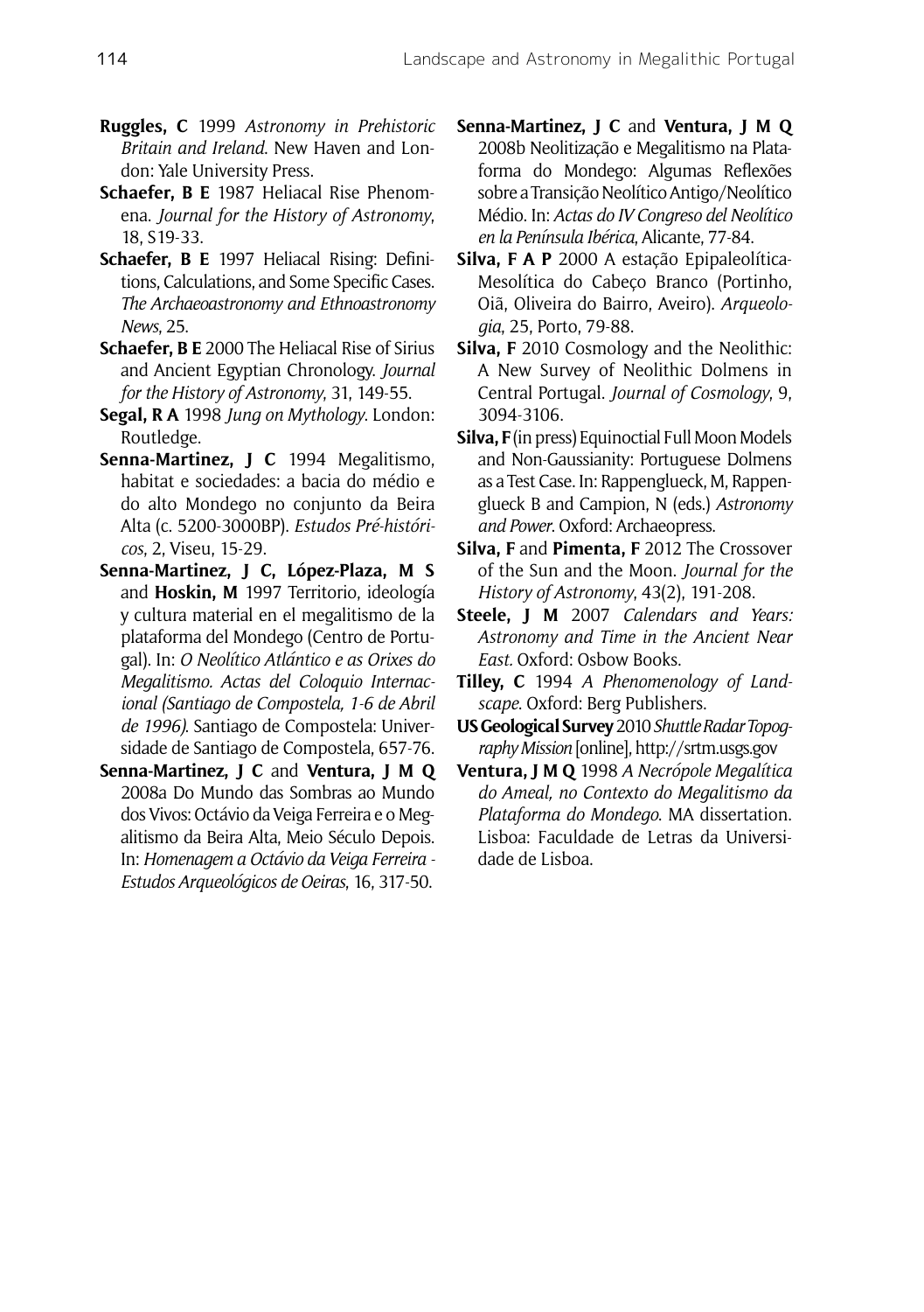**Ruggles, C** 1999 *Astronomy in Prehistoric Britain and Ireland*. New Haven and London: Yale University Press.

**Schaefer, B E** 1987 Heliacal Rise Phenomena. *Journal for the History of Astronomy*, 18, S19-33.

**Schaefer, B E** 1997 Heliacal Rising: Definitions, Calculations, and Some Specific Cases. *The Archaeoastronomy and Ethnoastronomy News*, 25.

**Schaefer, B E** 2000 The Heliacal Rise of Sirius and Ancient Egyptian Chronology. *Journal for the History of Astronomy*, 31, 149-55.

**Segal, R A** 1998 *Jung on Mythology*. London: Routledge.

**Senna-Martinez, J C** 1994 Megalitismo, habitat e sociedades: a bacia do médio e do alto Mondego no conjunto da Beira Alta (c. 5200-3000BP). *Estudos Pré-históricos*, 2, Viseu, 15-29.

**Senna-Martinez, J C, López-Plaza, M S** and **Hoskin, M** 1997 Territorio, ideología y cultura material en el megalitismo de la plataforma del Mondego (Centro de Portugal). In: *O Neolítico Atlántico e as Orixes do Megalitismo. Actas del Coloquio Internacional (Santiago de Compostela, 1-6 de Abril de 1996)*. Santiago de Compostela: Universidade de Santiago de Compostela, 657-76.

**Senna-Martinez, J C** and **Ventura, J M Q** 2008a Do Mundo das Sombras ao Mundo dos Vivos: Octávio da Veiga Ferreira e o Megalitismo da Beira Alta, Meio Século Depois. In: *Homenagem a Octávio da Veiga Ferreira - Estudos Arqueológicos de Oeiras*, 16, 317-50.

**Senna-Martinez, J C** and **Ventura, J M Q** 2008b Neolitização e Megalitismo na Plataforma do Mondego: Algumas Reflexões sobre a Transição Neolítico Antigo/Neolítico Médio. In: *Actas do IV Congreso del Neolítico en la Península Ibérica*, Alicante, 77-84.

**Silva, F A P** 2000 A estação Epipaleolítica-Mesolítica do Cabeço Branco (Portinho, Oiã, Oliveira do Bairro, Aveiro). *Arqueologia*, 25, Porto, 79-88.

**Silva, F** 2010 Cosmology and the Neolithic: A New Survey of Neolithic Dolmens in Central Portugal. *Journal of Cosmology*, 9, 3094-3106.

**Silva, F** (in press) Equinoctial Full Moon Models and Non-Gaussianity: Portuguese Dolmens as a Test Case. In: Rappenglueck, M, Rappenglueck B and Campion, N (eds.) *Astronomy and Power*. Oxford: Archaeopress.

**Silva, F** and **Pimenta, F** 2012 The Crossover of the Sun and the Moon. *Journal for the History of Astronomy*, 43(2), 191-208.

**Steele, J M** 2007 *Calendars and Years: Astronomy and Time in the Ancient Near East.* Oxford: Osbow Books.

**Tilley, C** 1994 *A Phenomenology of Landscape*. Oxford: Berg Publishers.

**US Geological Survey** 2010 *Shuttle Radar Topography Mission* [online], http://srtm.usgs.gov

**Ventura, J M Q** 1998 *A Necrópole Megalítica do Ameal, no Contexto do Megalitismo da Plataforma do Mondego*. MA dissertation. Lisboa: Faculdade de Letras da Universidade de Lisboa.